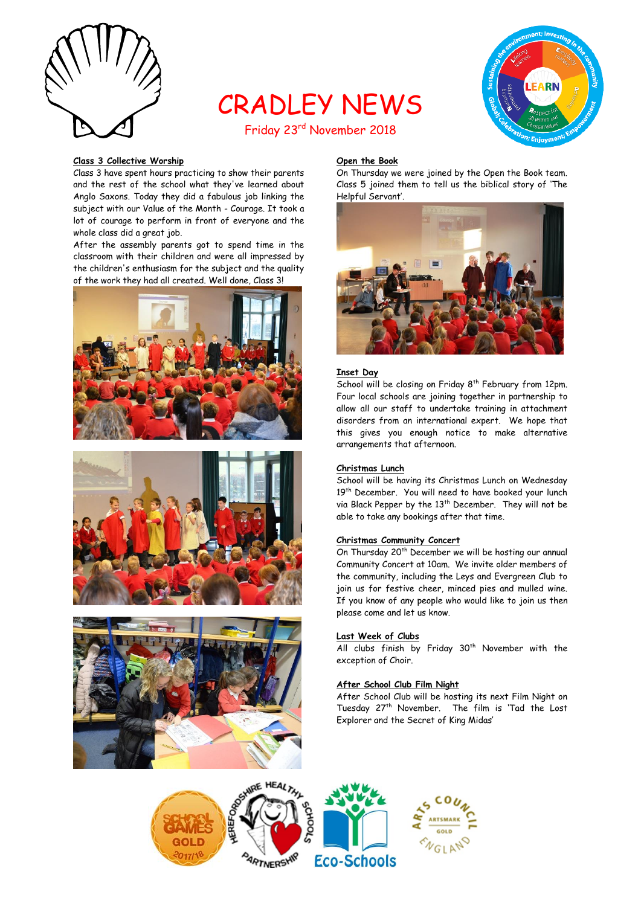# CRADLEY NEWS

Friday 23rd November 2018

### Class 3 Collective Worship

Class 3 have spent hours practicing to show their parents and the rest of the school what they've learned about Anglo Saxons. Today they did a fabulous job linking the subject with our Value of the Month - Courage. It took a lot of courage to perform in front of everyone and the whole class did a great job.

After the assembly parents got to spend time in the classroom with their children and were all impressed by the children's enthusiasm for the subject and the quality of the work they had all created. Well done, Class 3!

### Open the Book

On Thursday we were joined by the Open the Book team. Class 5 joined them to tell us the biblical story of 'The Helpful Servant'.

### Inset Day

School will be closing on Friday 8th February from 12pm. Four local schools are joining together in partnership to allow all our staff to undertake training in attachment disorders from an international expert. We hope that this gives you enough notice to make alternative arrangements that afternoon.

### Christmas Lunch

School will be having its Christmas Lunch on Wednesday 19th December. You will need to have booked your lunch via Black Pepper by the 13th December. They will not be able to take any bookings after that time.

### Christmas Community Concert

On Thursday 20th December we will be hosting our annual Community Concert at 10am. We invite older members of the community, including the Leys and Evergreen Club to join us for festive cheer, minced pies and mulled wine. If you know of any people who would like to join us then please come and let us know.

### Last Week of Clubs

All clubs finish by Friday 30th November with the exception of Choir.

### After School Club Film Night

After School Club will be hosting its next Film Night on Tuesday 27th November. The film is 'Tad the Lost Explorer and the Secret of King Midas'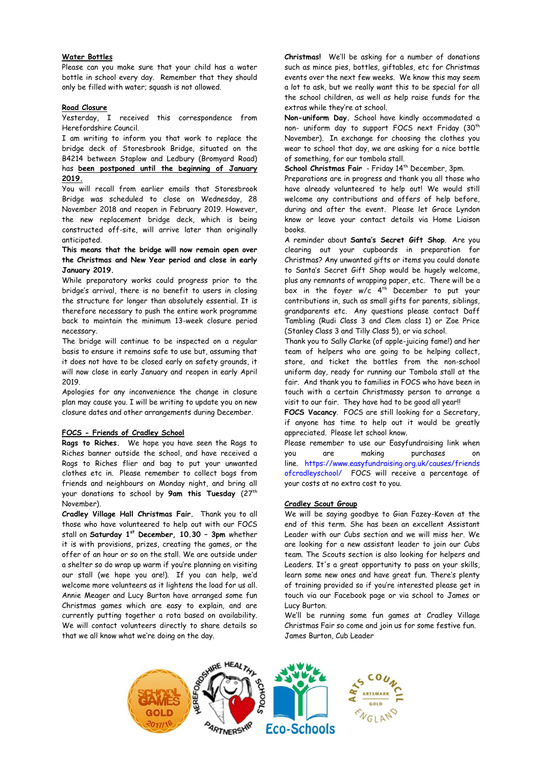## Water Bottles

Please can you make sure that your child has a water bottle in school every day. Remember that they should only be filled with water; squash is not allowed.

## Road Closure

Yesterday, I received this correspondence from Herefordshire Council.

I am writing to inform you that work to replace the bridge deck of Storesbrook Bridge, situated on the B4214 between Staplow and Ledbury (Bromyard Road) has **been postponed until the beginning of January 2019.**

You will recall from earlier emails that Storesbrook Bridge was scheduled to close on Wednesday, 28 November 2018 and reopen in February 2019. However, the new replacement bridge deck, which is being constructed off-site, will arrive later than originally anticipated.

**This means that the bridge will now remain open over the Christmas and New Year period and close in early January 2019.**

While preparatory works could progress prior to the bridge's arrival, there is no benefit to users in closing the structure for longer than absolutely essential. It is therefore necessary to push the entire work programme back to maintain the minimum 13-week closure period necessary.

The bridge will continue to be inspected on a regular basis to ensure it remains safe to use but, assuming that it does not have to be closed early on safety grounds, it will now close in early January and reopen in early April 2019.

Apologies for any inconvenience the change in closure plan may cause you. I will be writing to update you on new closure dates and other arrangements during December.

## FOCS - Friends of Cradley School

**Rags to Riches.** We hope you have seen the Rags to Riches banner outside the school, and have received a Rags to Riches flier and bag to put your unwanted clothes etc in. Please remember to collect bags from friends and neighbours on Monday night, and bring all your donations to school by **9am this Tuesday** (27th November).

***Cradley Village Hall Christmas Fair.*** Thank you to all those who have volunteered to help out with our FOCS stall on **Saturday 1st December, 10.30 – 3pm** whether it is with provisions, prizes, creating the games, or the offer of an hour or so on the stall. We are outside under a shelter so do wrap up warm if you're planning on visiting our stall (we hope you are!). If you can help, we'd welcome more volunteers as it lightens the load for us all. Annie Meager and Lucy Burton have arranged some fun Christmas games which are easy to explain, and are currently putting together a rota based on availability. We will contact volunteers directly to share details so that we all know what we're doing on the day.

**Christmas!** We'll be asking for a number of donations such as mince pies, bottles, giftables, etc for Christmas events over the next few weeks. We know this may seem a lot to ask, but we really want this to be special for all the school children, as well as help raise funds for the extras while they're at school.

**Non-uniform Day.** School have kindly accommodated a non- uniform day to support FOCS next Friday (30th November). In exchange for choosing the clothes you wear to school that day, we are asking for a nice bottle of something, for our tombola stall.

**School Christmas Fair** - Friday 14th December, 3pm.

Preparations are in progress and thank you all those who have already volunteered to help out! We would still welcome any contributions and offers of help before, during and after the event. Please let Grace Lyndon know or leave your contact details via Home Liaison books.

A reminder about **Santa's Secret Gift Shop**. Are you clearing out your cupboards in preparation for Christmas? Any unwanted gifts or items you could donate to Santa's Secret Gift Shop would be hugely welcome, plus any remnants of wrapping paper, etc. There will be a box in the foyer w/c 4th December to put your contributions in, such as small gifts for parents, siblings, grandparents etc. Any questions please contact Daff Tambling (Rudi Class 3 and Clem class 1) or Zoe Price (Stanley Class 3 and Tilly Class 5), or via school.

Thank you to Sally Clarke (of apple-juicing fame!) and her team of helpers who are going to be helping collect, store, and ticket the bottles from the non-school uniform day, ready for running our Tombola stall at the fair. And thank you to families in FOCS who have been in touch with a certain Christmassy person to arrange a visit to our fair. They have had to be good all year!!

**FOCS Vacancy**. FOCS are still looking for a Secretary, if anyone has time to help out it would be greatly appreciated. Please let school know.

Please remember to use our Easyfundraising link when you are making purchases on line. https://www.easyfundraising.org.uk/causes/friendsofcradleyschool/ FOCS will receive a percentage of your costs at no extra cost to you.

## Cradley Scout Group

We will be saying goodbye to Gian Fazey-Koven at the end of this term. She has been an excellent Assistant Leader with our Cubs section and we will miss her. We are looking for a new assistant leader to join our Cubs team. The Scouts section is also looking for helpers and Leaders. It's a great opportunity to pass on your skills, learn some new ones and have great fun. There's plenty of training provided so if you're interested please get in touch via our Facebook page or via school to James or Lucy Burton.

We'll be running some fun games at Cradley Village Christmas Fair so come and join us for some festive fun.

James Burton, Cub Leader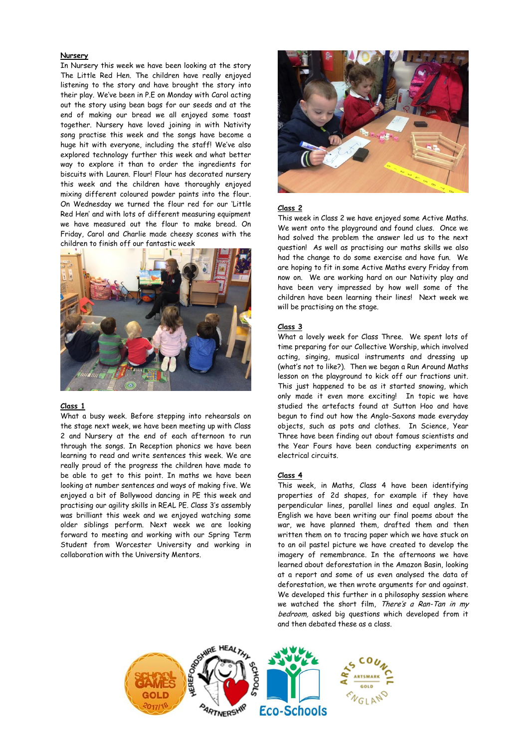## Nursery

In Nursery this week we have been looking at the story The Little Red Hen. The children have really enjoyed listening to the story and have brought the story into their play. We've been in P.E on Monday with Carol acting out the story using bean bags for our seeds and at the end of making our bread we all enjoyed some toast together. Nursery have loved joining in with Nativity song practise this week and the songs have become a huge hit with everyone, including the staff! We've also explored technology further this week and what better way to explore it than to order the ingredients for biscuits with Lauren. Flour! Flour has decorated nursery this week and the children have thoroughly enjoyed mixing different coloured powder paints into the flour. On Wednesday we turned the flour red for our 'Little Red Hen' and with lots of different measuring equipment we have measured out the flour to make bread. On Friday, Carol and Charlie made cheesy scones with the children to finish off our fantastic week

## Class 1

What a busy week. Before stepping into rehearsals on the stage next week, we have been meeting up with Class 2 and Nursery at the end of each afternoon to run through the songs. In Reception phonics we have been learning to read and write sentences this week. We are really proud of the progress the children have made to be able to get to this point. In maths we have been looking at number sentences and ways of making five. We enjoyed a bit of Bollywood dancing in PE this week and practising our agility skills in REAL PE. Class 3's assembly was brilliant this week and we enjoyed watching some older siblings perform. Next week we are looking forward to meeting and working with our Spring Term Student from Worcester University and working in collaboration with the University Mentors.

## Class 2

This week in Class 2 we have enjoyed some Active Maths. We went onto the playground and found clues. Once we had solved the problem the answer led us to the next question! As well as practising our maths skills we also had the change to do some exercise and have fun. We are hoping to fit in some Active Maths every Friday from now on. We are working hard on our Nativity play and have been very impressed by how well some of the children have been learning their lines! Next week we will be practising on the stage.

## Class 3

What a lovely week for Class Three. We spent lots of time preparing for our Collective Worship, which involved acting, singing, musical instruments and dressing up (what's not to like?). Then we began a Run Around Maths lesson on the playground to kick off our fractions unit. This just happened to be as it started snowing, which only made it even more exciting! In topic we have studied the artefacts found at Sutton Hoo and have begun to find out how the Anglo-Saxons made everyday objects, such as pots and clothes. In Science, Year Three have been finding out about famous scientists and the Year Fours have been conducting experiments on electrical circuits.

## Class 4

This week, in Maths, Class 4 have been identifying properties of 2d shapes, for example if they have perpendicular lines, parallel lines and equal angles. In English we have been writing our final poems about the war, we have planned them, drafted them and then written them on to tracing paper which we have stuck on to an oil pastel picture we have created to develop the imagery of remembrance. In the afternoons we have learned about deforestation in the Amazon Basin, looking at a report and some of us even analysed the data of deforestation, we then wrote arguments for and against. We developed this further in a philosophy session where we watched the short film, *There's a Ran-Tan in my bedroom,* asked big questions which developed from it and then debated these as a class.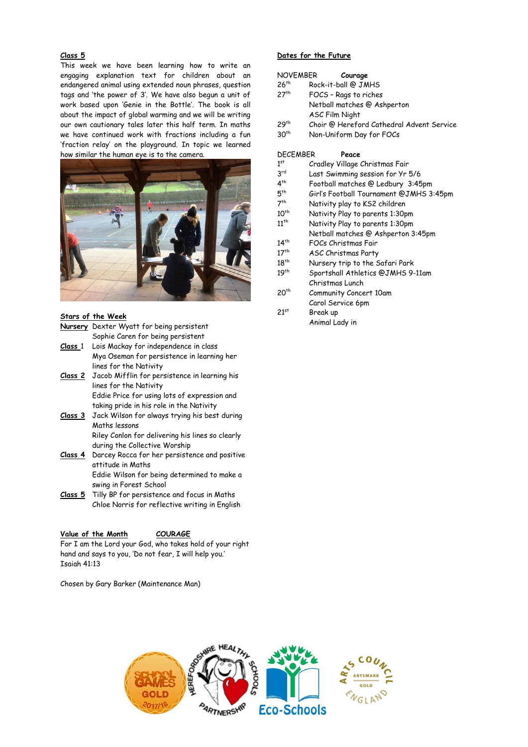## Class 5

This week we have been learning how to write an engaging explanation text for children about an endangered animal using extended noun phrases, question tags and 'the power of 3'. We have also begun a unit of work based upon 'Genie in the Bottle'. The book is all about the impact of global warming and we will be writing our own cautionary tales later this half term. In maths we have continued work with fractions including a fun 'fraction relay' on the playground. In topic we learned how similar the human eye is to the camera.

## Stars of the Week

**Nursery** Dexter Wyatt for being persistent
Sophie Caren for being persistent

**Class 1** Lois Mackay for independence in class
Mya Oseman for persistence in learning her lines for the Nativity

**Class 2** Jacob Mifflin for persistence in learning his lines for the Nativity
Eddie Price for using lots of expression and taking pride in his role in the Nativity

**Class 3** Jack Wilson for always trying his best during Maths lessons
Riley Conlon for delivering his lines so clearly during the Collective Worship

**Class 4** Darcey Rocca for her persistence and positive attitude in Maths
Eddie Wilson for being determined to make a swing in Forest School

**Class 5** Tilly BP for persistence and focus in Maths
Chloe Norris for reflective writing in English

## Value of the Month COURAGE

For I am the Lord your God, who takes hold of your right hand and says to you, 'Do not fear, I will help you.'
Isaiah 41:13

Chosen by Gary Barker (Maintenance Man)

## Dates for the Future

NOVEMBER **Courage**

| | |
|---|---|
| 26th | Rock-it-ball @ JMHS |
| 27th | FOCS – Rags to riches |
| | Netball matches @ Ashperton |
| | ASC Film Night |
| 29th | Choir @ Hereford Cathedral Advent Service |
| 30th | Non-Uniform Day for FOCs |

DECEMBER **Peace**

| | |
|---|---|
| 1st | Cradley Village Christmas Fair |
| 3rd | Last Swimming session for Yr 5/6 |
| 4th | Football matches @ Ledbury 3:45pm |
| 5th | Girl's Football Tournament @JMHS 3:45pm |
| 7th | Nativity play to KS2 children |
| 10th | Nativity Play to parents 1:30pm |
| 11th | Nativity Play to parents 1:30pm |
| | Netball matches @ Ashperton 3:45pm |
| 14th | FOCs Christmas Fair |
| 17th | ASC Christmas Party |
| 18th | Nursery trip to the Safari Park |
| 19th | Sportshall Athletics @JMHS 9-11am |
| | Christmas Lunch |
| 20th | Community Concert 10am |
| | Carol Service 6pm |
| 21st | Break up |
| | Animal Lady in |